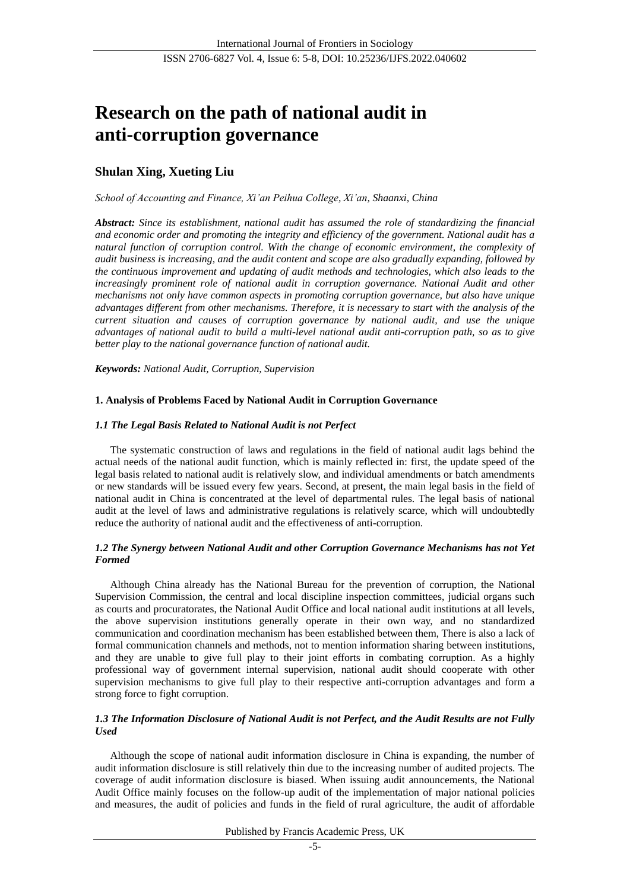# Research on the path of national audit in anti-corruption governance

## Shulan Xing, Xueting Liu

*School of Accounting and Finance, Xi'an Peihua College, Xi'an, Shaanxi, China*

***Abstract:*** *Since its establishment, national audit has assumed the role of standardizing the financial and economic order and promoting the integrity and efficiency of the government. National audit has a natural function of corruption control. With the change of economic environment, the complexity of audit business is increasing, and the audit content and scope are also gradually expanding, followed by the continuous improvement and updating of audit methods and technologies, which also leads to the increasingly prominent role of national audit in corruption governance. National Audit and other mechanisms not only have common aspects in promoting corruption governance, but also have unique advantages different from other mechanisms. Therefore, it is necessary to start with the analysis of the current situation and causes of corruption governance by national audit, and use the unique advantages of national audit to build a multi-level national audit anti-corruption path, so as to give better play to the national governance function of national audit.*

***Keywords:*** *National Audit, Corruption, Supervision*

### 1. Analysis of Problems Faced by National Audit in Corruption Governance

#### *1.1 The Legal Basis Related to National Audit is not Perfect*

The systematic construction of laws and regulations in the field of national audit lags behind the actual needs of the national audit function, which is mainly reflected in: first, the update speed of the legal basis related to national audit is relatively slow, and individual amendments or batch amendments or new standards will be issued every few years. Second, at present, the main legal basis in the field of national audit in China is concentrated at the level of departmental rules. The legal basis of national audit at the level of laws and administrative regulations is relatively scarce, which will undoubtedly reduce the authority of national audit and the effectiveness of anti-corruption.

#### *1.2 The Synergy between National Audit and other Corruption Governance Mechanisms has not Yet Formed*

Although China already has the National Bureau for the prevention of corruption, the National Supervision Commission, the central and local discipline inspection committees, judicial organs such as courts and procuratorates, the National Audit Office and local national audit institutions at all levels, the above supervision institutions generally operate in their own way, and no standardized communication and coordination mechanism has been established between them, There is also a lack of formal communication channels and methods, not to mention information sharing between institutions, and they are unable to give full play to their joint efforts in combating corruption. As a highly professional way of government internal supervision, national audit should cooperate with other supervision mechanisms to give full play to their respective anti-corruption advantages and form a strong force to fight corruption.

#### *1.3 The Information Disclosure of National Audit is not Perfect, and the Audit Results are not Fully Used*

Although the scope of national audit information disclosure in China is expanding, the number of audit information disclosure is still relatively thin due to the increasing number of audited projects. The coverage of audit information disclosure is biased. When issuing audit announcements, the National Audit Office mainly focuses on the follow-up audit of the implementation of major national policies and measures, the audit of policies and funds in the field of rural agriculture, the audit of affordable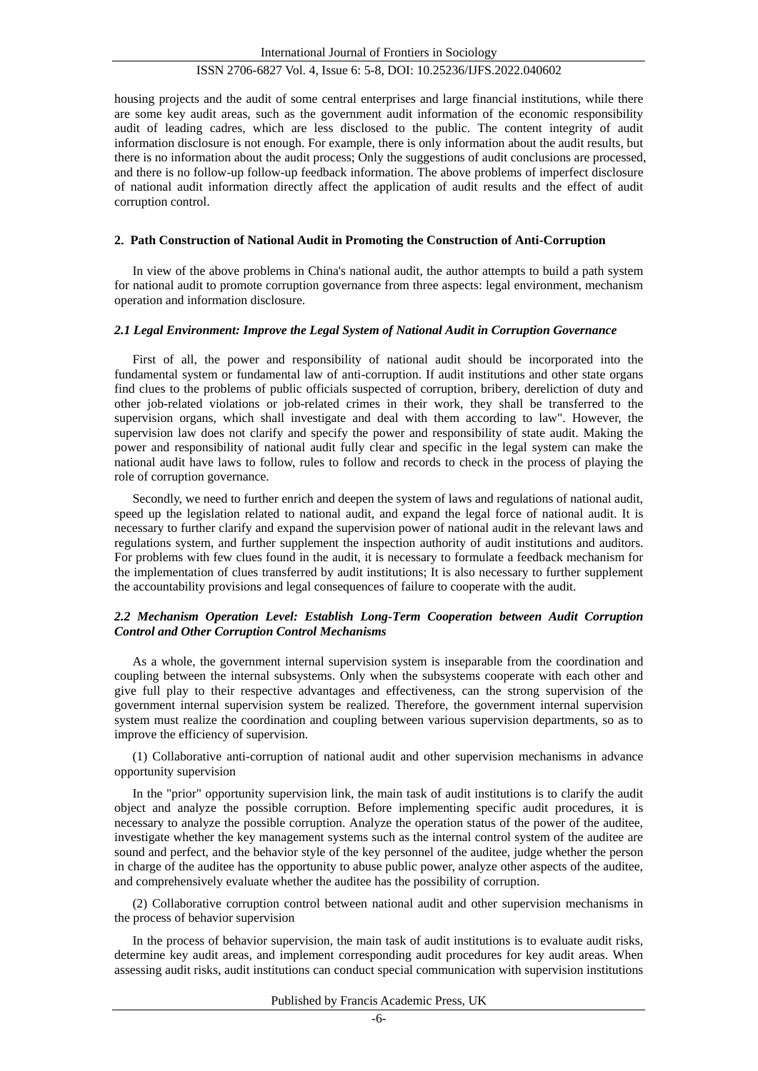housing projects and the audit of some central enterprises and large financial institutions, while there are some key audit areas, such as the government audit information of the economic responsibility audit of leading cadres, which are less disclosed to the public. The content integrity of audit information disclosure is not enough. For example, there is only information about the audit results, but there is no information about the audit process; Only the suggestions of audit conclusions are processed, and there is no follow-up follow-up feedback information. The above problems of imperfect disclosure of national audit information directly affect the application of audit results and the effect of audit corruption control.

## 2. Path Construction of National Audit in Promoting the Construction of Anti-Corruption

In view of the above problems in China's national audit, the author attempts to build a path system for national audit to promote corruption governance from three aspects: legal environment, mechanism operation and information disclosure.

### *2.1 Legal Environment: Improve the Legal System of National Audit in Corruption Governance*

First of all, the power and responsibility of national audit should be incorporated into the fundamental system or fundamental law of anti-corruption. If audit institutions and other state organs find clues to the problems of public officials suspected of corruption, bribery, dereliction of duty and other job-related violations or job-related crimes in their work, they shall be transferred to the supervision organs, which shall investigate and deal with them according to law". However, the supervision law does not clarify and specify the power and responsibility of state audit. Making the power and responsibility of national audit fully clear and specific in the legal system can make the national audit have laws to follow, rules to follow and records to check in the process of playing the role of corruption governance.

Secondly, we need to further enrich and deepen the system of laws and regulations of national audit, speed up the legislation related to national audit, and expand the legal force of national audit. It is necessary to further clarify and expand the supervision power of national audit in the relevant laws and regulations system, and further supplement the inspection authority of audit institutions and auditors. For problems with few clues found in the audit, it is necessary to formulate a feedback mechanism for the implementation of clues transferred by audit institutions; It is also necessary to further supplement the accountability provisions and legal consequences of failure to cooperate with the audit.

### *2.2 Mechanism Operation Level: Establish Long-Term Cooperation between Audit Corruption Control and Other Corruption Control Mechanisms*

As a whole, the government internal supervision system is inseparable from the coordination and coupling between the internal subsystems. Only when the subsystems cooperate with each other and give full play to their respective advantages and effectiveness, can the strong supervision of the government internal supervision system be realized. Therefore, the government internal supervision system must realize the coordination and coupling between various supervision departments, so as to improve the efficiency of supervision.

(1) Collaborative anti-corruption of national audit and other supervision mechanisms in advance opportunity supervision

In the "prior" opportunity supervision link, the main task of audit institutions is to clarify the audit object and analyze the possible corruption. Before implementing specific audit procedures, it is necessary to analyze the possible corruption. Analyze the operation status of the power of the auditee, investigate whether the key management systems such as the internal control system of the auditee are sound and perfect, and the behavior style of the key personnel of the auditee, judge whether the person in charge of the auditee has the opportunity to abuse public power, analyze other aspects of the auditee, and comprehensively evaluate whether the auditee has the possibility of corruption.

(2) Collaborative corruption control between national audit and other supervision mechanisms in the process of behavior supervision

In the process of behavior supervision, the main task of audit institutions is to evaluate audit risks, determine key audit areas, and implement corresponding audit procedures for key audit areas. When assessing audit risks, audit institutions can conduct special communication with supervision institutions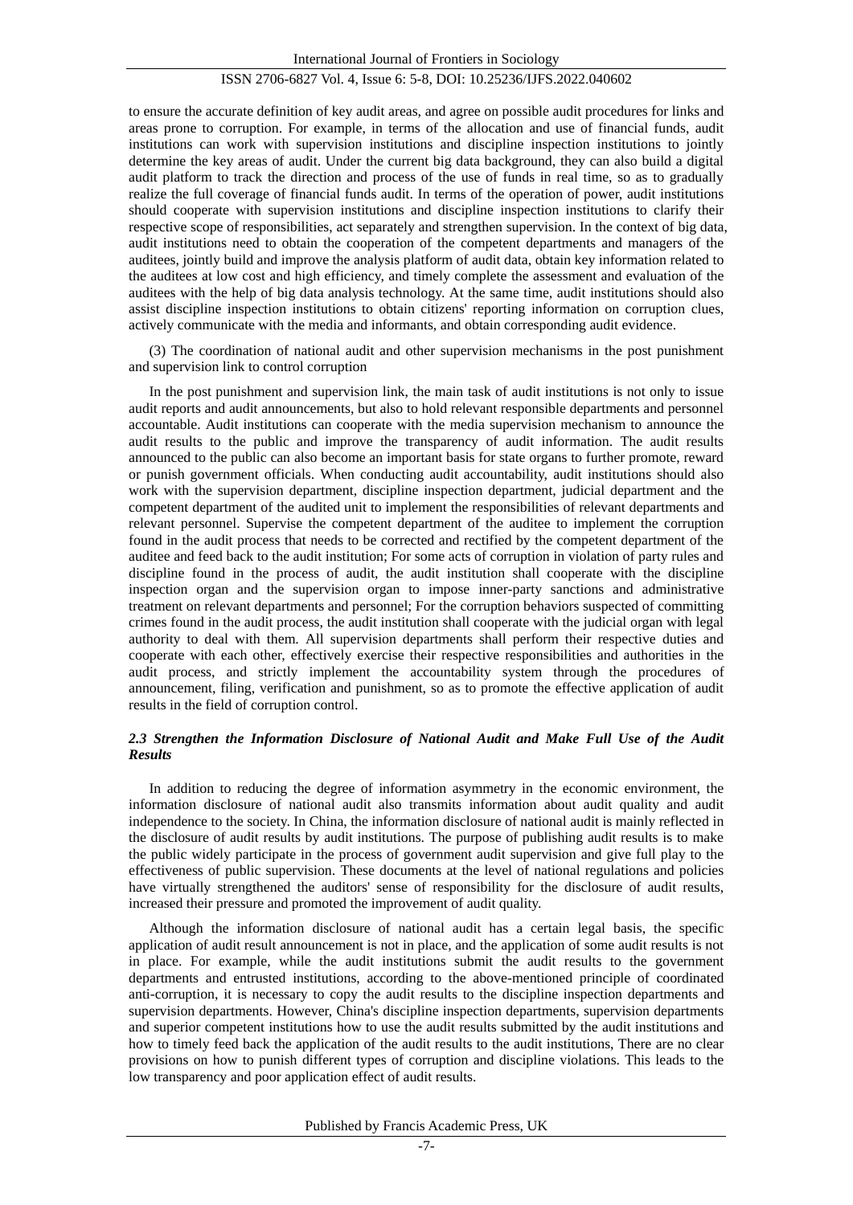to ensure the accurate definition of key audit areas, and agree on possible audit procedures for links and areas prone to corruption. For example, in terms of the allocation and use of financial funds, audit institutions can work with supervision institutions and discipline inspection institutions to jointly determine the key areas of audit. Under the current big data background, they can also build a digital audit platform to track the direction and process of the use of funds in real time, so as to gradually realize the full coverage of financial funds audit. In terms of the operation of power, audit institutions should cooperate with supervision institutions and discipline inspection institutions to clarify their respective scope of responsibilities, act separately and strengthen supervision. In the context of big data, audit institutions need to obtain the cooperation of the competent departments and managers of the auditees, jointly build and improve the analysis platform of audit data, obtain key information related to the auditees at low cost and high efficiency, and timely complete the assessment and evaluation of the auditees with the help of big data analysis technology. At the same time, audit institutions should also assist discipline inspection institutions to obtain citizens' reporting information on corruption clues, actively communicate with the media and informants, and obtain corresponding audit evidence.

(3) The coordination of national audit and other supervision mechanisms in the post punishment and supervision link to control corruption

In the post punishment and supervision link, the main task of audit institutions is not only to issue audit reports and audit announcements, but also to hold relevant responsible departments and personnel accountable. Audit institutions can cooperate with the media supervision mechanism to announce the audit results to the public and improve the transparency of audit information. The audit results announced to the public can also become an important basis for state organs to further promote, reward or punish government officials. When conducting audit accountability, audit institutions should also work with the supervision department, discipline inspection department, judicial department and the competent department of the audited unit to implement the responsibilities of relevant departments and relevant personnel. Supervise the competent department of the auditee to implement the corruption found in the audit process that needs to be corrected and rectified by the competent department of the auditee and feed back to the audit institution; For some acts of corruption in violation of party rules and discipline found in the process of audit, the audit institution shall cooperate with the discipline inspection organ and the supervision organ to impose inner-party sanctions and administrative treatment on relevant departments and personnel; For the corruption behaviors suspected of committing crimes found in the audit process, the audit institution shall cooperate with the judicial organ with legal authority to deal with them. All supervision departments shall perform their respective duties and cooperate with each other, effectively exercise their respective responsibilities and authorities in the audit process, and strictly implement the accountability system through the procedures of announcement, filing, verification and punishment, so as to promote the effective application of audit results in the field of corruption control.

### *2.3 Strengthen the Information Disclosure of National Audit and Make Full Use of the Audit Results*

In addition to reducing the degree of information asymmetry in the economic environment, the information disclosure of national audit also transmits information about audit quality and audit independence to the society. In China, the information disclosure of national audit is mainly reflected in the disclosure of audit results by audit institutions. The purpose of publishing audit results is to make the public widely participate in the process of government audit supervision and give full play to the effectiveness of public supervision. These documents at the level of national regulations and policies have virtually strengthened the auditors' sense of responsibility for the disclosure of audit results, increased their pressure and promoted the improvement of audit quality.

Although the information disclosure of national audit has a certain legal basis, the specific application of audit result announcement is not in place, and the application of some audit results is not in place. For example, while the audit institutions submit the audit results to the government departments and entrusted institutions, according to the above-mentioned principle of coordinated anti-corruption, it is necessary to copy the audit results to the discipline inspection departments and supervision departments. However, China's discipline inspection departments, supervision departments and superior competent institutions how to use the audit results submitted by the audit institutions and how to timely feed back the application of the audit results to the audit institutions, There are no clear provisions on how to punish different types of corruption and discipline violations. This leads to the low transparency and poor application effect of audit results.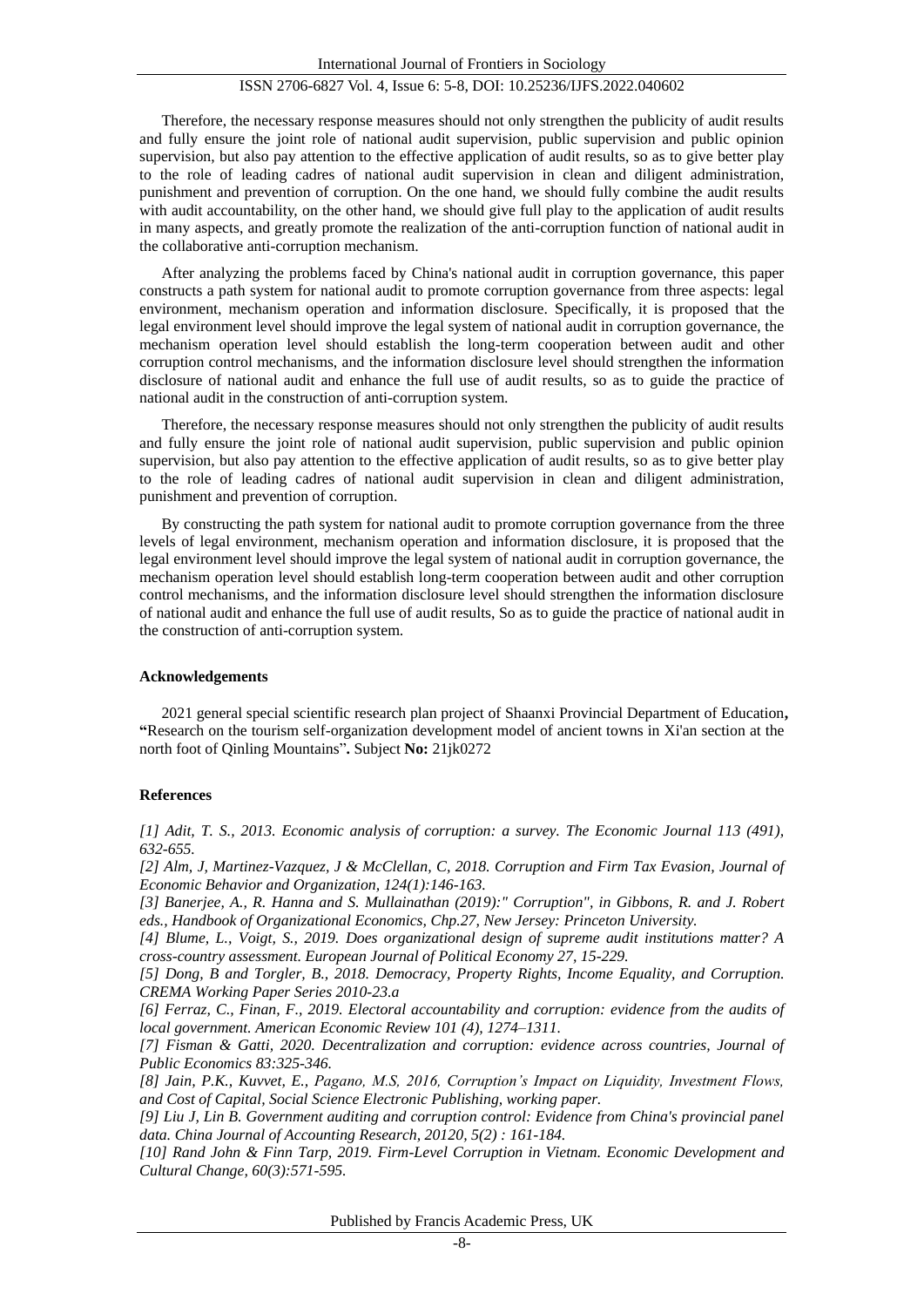Therefore, the necessary response measures should not only strengthen the publicity of audit results and fully ensure the joint role of national audit supervision, public supervision and public opinion supervision, but also pay attention to the effective application of audit results, so as to give better play to the role of leading cadres of national audit supervision in clean and diligent administration, punishment and prevention of corruption. On the one hand, we should fully combine the audit results with audit accountability, on the other hand, we should give full play to the application of audit results in many aspects, and greatly promote the realization of the anti-corruption function of national audit in the collaborative anti-corruption mechanism.

After analyzing the problems faced by China's national audit in corruption governance, this paper constructs a path system for national audit to promote corruption governance from three aspects: legal environment, mechanism operation and information disclosure. Specifically, it is proposed that the legal environment level should improve the legal system of national audit in corruption governance, the mechanism operation level should establish the long-term cooperation between audit and other corruption control mechanisms, and the information disclosure level should strengthen the information disclosure of national audit and enhance the full use of audit results, so as to guide the practice of national audit in the construction of anti-corruption system.

Therefore, the necessary response measures should not only strengthen the publicity of audit results and fully ensure the joint role of national audit supervision, public supervision and public opinion supervision, but also pay attention to the effective application of audit results, so as to give better play to the role of leading cadres of national audit supervision in clean and diligent administration, punishment and prevention of corruption.

By constructing the path system for national audit to promote corruption governance from the three levels of legal environment, mechanism operation and information disclosure, it is proposed that the legal environment level should improve the legal system of national audit in corruption governance, the mechanism operation level should establish long-term cooperation between audit and other corruption control mechanisms, and the information disclosure level should strengthen the information disclosure of national audit and enhance the full use of audit results, So as to guide the practice of national audit in the construction of anti-corruption system.

## Acknowledgements

2021 general special scientific research plan project of Shaanxi Provincial Department of Education**, "**Research on the tourism self-organization development model of ancient towns in Xi'an section at the north foot of Qinling Mountains"**.** Subject **No:** 21jk0272

## References

*[1] Adit, T. S., 2013. Economic analysis of corruption: a survey. The Economic Journal 113 (491), 632-655.*

*[2] Alm, J, Martinez-Vazquez, J & McClellan, C, 2018. Corruption and Firm Tax Evasion, Journal of Economic Behavior and Organization, 124(1):146-163.*

*[3] Banerjee, A., R. Hanna and S. Mullainathan (2019):" Corruption", in Gibbons, R. and J. Robert eds., Handbook of Organizational Economics, Chp.27, New Jersey: Princeton University.*

*[4] Blume, L., Voigt, S., 2019. Does organizational design of supreme audit institutions matter? A cross-country assessment. European Journal of Political Economy 27, 15-229.*

*[5] Dong, B and Torgler, B., 2018. Democracy, Property Rights, Income Equality, and Corruption. CREMA Working Paper Series 2010-23.a*

*[6] Ferraz, C., Finan, F., 2019. Electoral accountability and corruption: evidence from the audits of local government. American Economic Review 101 (4), 1274–1311.*

*[7] Fisman & Gatti, 2020. Decentralization and corruption: evidence across countries, Journal of Public Economics 83:325-346.*

*[8] Jain, P.K., Kuvvet, E., Pagano, M.S, 2016, Corruption's Impact on Liquidity, Investment Flows, and Cost of Capital, Social Science Electronic Publishing, working paper.*

*[9] Liu J, Lin B. Government auditing and corruption control: Evidence from China's provincial panel data. China Journal of Accounting Research, 20120, 5(2) : 161-184.*

*[10] Rand John & Finn Tarp, 2019. Firm-Level Corruption in Vietnam. Economic Development and Cultural Change, 60(3):571-595.*